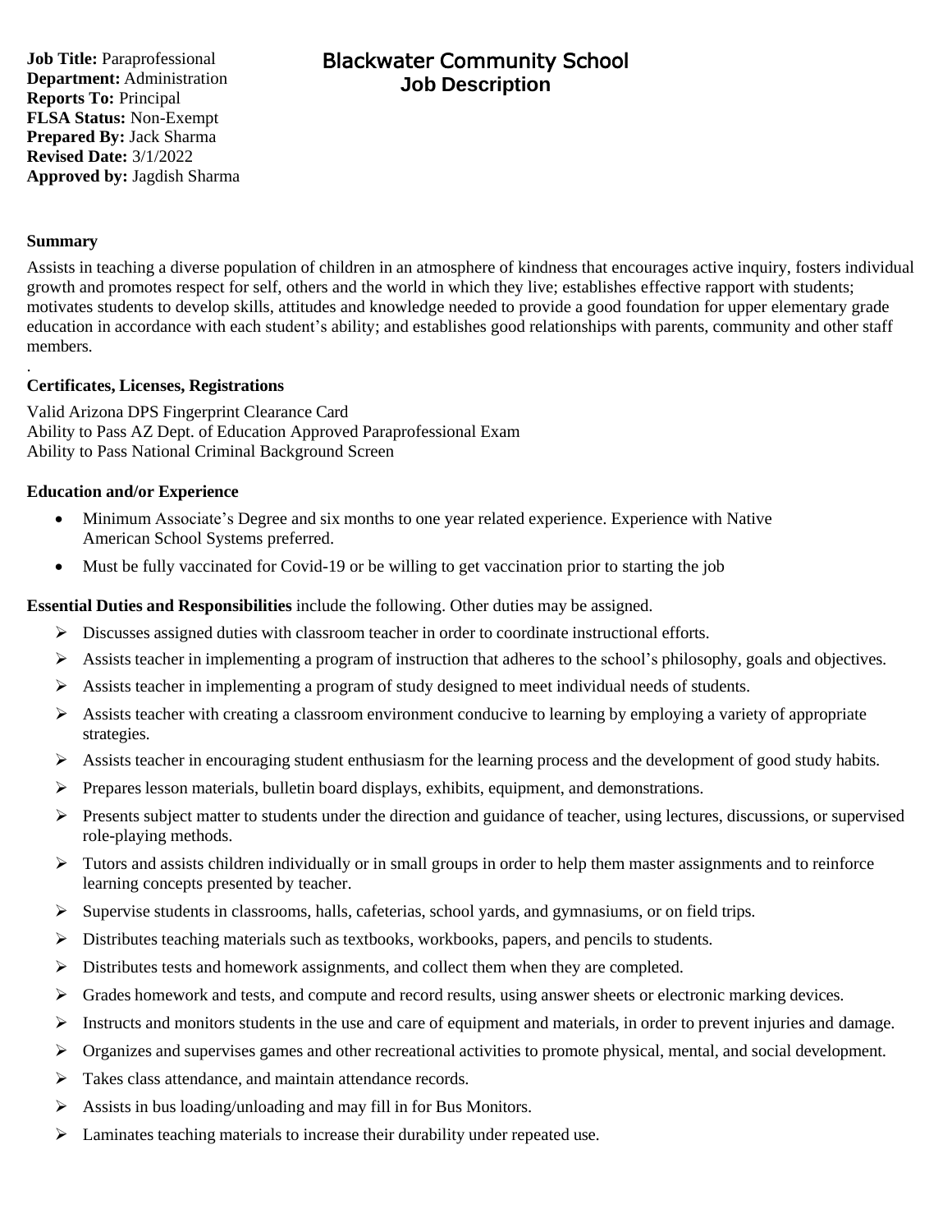# Blackwater Community School
## Job Description

**Job Title:** Paraprofessional
**Department:** Administration
**Reports To:** Principal
**FLSA Status:** Non-Exempt
**Prepared By:** Jack Sharma
**Revised Date:** 3/1/2022
**Approved by:** Jagdish Sharma

**Summary**

Assists in teaching a diverse population of children in an atmosphere of kindness that encourages active inquiry, fosters individual growth and promotes respect for self, others and the world in which they live; establishes effective rapport with students; motivates students to develop skills, attitudes and knowledge needed to provide a good foundation for upper elementary grade education in accordance with each student's ability; and establishes good relationships with parents, community and other staff members.

.

**Certificates, Licenses, Registrations**

Valid Arizona DPS Fingerprint Clearance Card
Ability to Pass AZ Dept. of Education Approved Paraprofessional Exam
Ability to Pass National Criminal Background Screen

**Education and/or Experience**

- Minimum Associate's Degree and six months to one year related experience. Experience with Native American School Systems preferred.
- Must be fully vaccinated for Covid-19 or be willing to get vaccination prior to starting the job

**Essential Duties and Responsibilities** include the following. Other duties may be assigned.

- Discusses assigned duties with classroom teacher in order to coordinate instructional efforts.
- Assists teacher in implementing a program of instruction that adheres to the school's philosophy, goals and objectives.
- Assists teacher in implementing a program of study designed to meet individual needs of students.
- Assists teacher with creating a classroom environment conducive to learning by employing a variety of appropriate strategies.
- Assists teacher in encouraging student enthusiasm for the learning process and the development of good study habits.
- Prepares lesson materials, bulletin board displays, exhibits, equipment, and demonstrations.
- Presents subject matter to students under the direction and guidance of teacher, using lectures, discussions, or supervised role-playing methods.
- Tutors and assists children individually or in small groups in order to help them master assignments and to reinforce learning concepts presented by teacher.
- Supervise students in classrooms, halls, cafeterias, school yards, and gymnasiums, or on field trips.
- Distributes teaching materials such as textbooks, workbooks, papers, and pencils to students.
- Distributes tests and homework assignments, and collect them when they are completed.
- Grades homework and tests, and compute and record results, using answer sheets or electronic marking devices.
- Instructs and monitors students in the use and care of equipment and materials, in order to prevent injuries and damage.
- Organizes and supervises games and other recreational activities to promote physical, mental, and social development.
- Takes class attendance, and maintain attendance records.
- Assists in bus loading/unloading and may fill in for Bus Monitors.
- Laminates teaching materials to increase their durability under repeated use.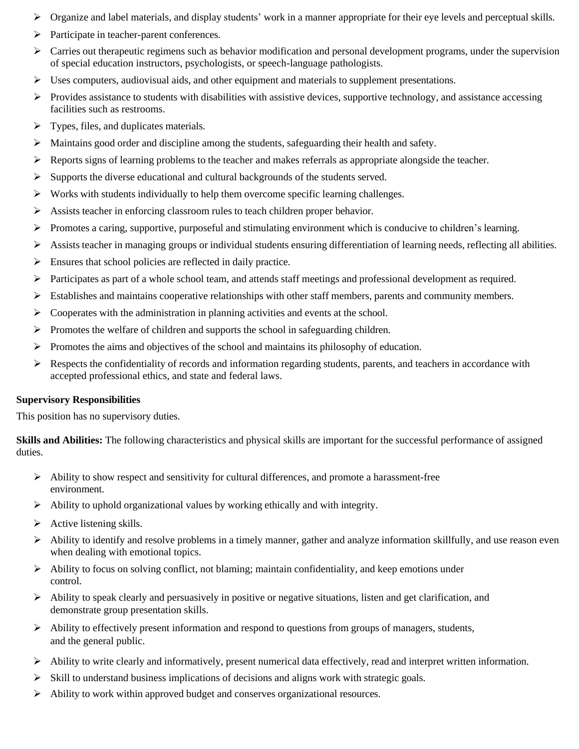- Organize and label materials, and display students' work in a manner appropriate for their eye levels and perceptual skills.
- Participate in teacher-parent conferences.
- Carries out therapeutic regimens such as behavior modification and personal development programs, under the supervision of special education instructors, psychologists, or speech-language pathologists.
- Uses computers, audiovisual aids, and other equipment and materials to supplement presentations.
- Provides assistance to students with disabilities with assistive devices, supportive technology, and assistance accessing facilities such as restrooms.
- Types, files, and duplicates materials.
- Maintains good order and discipline among the students, safeguarding their health and safety.
- Reports signs of learning problems to the teacher and makes referrals as appropriate alongside the teacher.
- Supports the diverse educational and cultural backgrounds of the students served.
- Works with students individually to help them overcome specific learning challenges.
- Assists teacher in enforcing classroom rules to teach children proper behavior.
- Promotes a caring, supportive, purposeful and stimulating environment which is conducive to children's learning.
- Assists teacher in managing groups or individual students ensuring differentiation of learning needs, reflecting all abilities.
- Ensures that school policies are reflected in daily practice.
- Participates as part of a whole school team, and attends staff meetings and professional development as required.
- Establishes and maintains cooperative relationships with other staff members, parents and community members.
- Cooperates with the administration in planning activities and events at the school.
- Promotes the welfare of children and supports the school in safeguarding children.
- Promotes the aims and objectives of the school and maintains its philosophy of education.
- Respects the confidentiality of records and information regarding students, parents, and teachers in accordance with accepted professional ethics, and state and federal laws.

**Supervisory Responsibilities**

This position has no supervisory duties.

**Skills and Abilities:** The following characteristics and physical skills are important for the successful performance of assigned duties.

- Ability to show respect and sensitivity for cultural differences, and promote a harassment-free environment.
- Ability to uphold organizational values by working ethically and with integrity.
- Active listening skills.
- Ability to identify and resolve problems in a timely manner, gather and analyze information skillfully, and use reason even when dealing with emotional topics.
- Ability to focus on solving conflict, not blaming; maintain confidentiality, and keep emotions under control.
- Ability to speak clearly and persuasively in positive or negative situations, listen and get clarification, and demonstrate group presentation skills.
- Ability to effectively present information and respond to questions from groups of managers, students, and the general public.
- Ability to write clearly and informatively, present numerical data effectively, read and interpret written information.
- Skill to understand business implications of decisions and aligns work with strategic goals.
- Ability to work within approved budget and conserves organizational resources.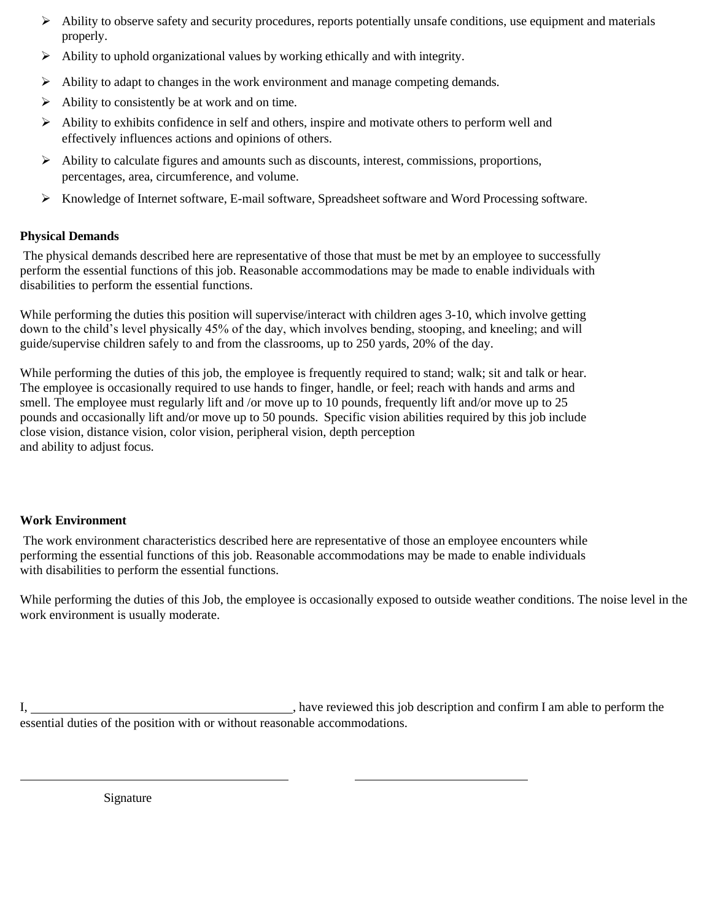- Ability to observe safety and security procedures, reports potentially unsafe conditions, use equipment and materials properly.
- Ability to uphold organizational values by working ethically and with integrity.
- Ability to adapt to changes in the work environment and manage competing demands.
- Ability to consistently be at work and on time.
- Ability to exhibits confidence in self and others, inspire and motivate others to perform well and effectively influences actions and opinions of others.
- Ability to calculate figures and amounts such as discounts, interest, commissions, proportions, percentages, area, circumference, and volume.
- Knowledge of Internet software, E-mail software, Spreadsheet software and Word Processing software.

**Physical Demands**

The physical demands described here are representative of those that must be met by an employee to successfully perform the essential functions of this job. Reasonable accommodations may be made to enable individuals with disabilities to perform the essential functions.

While performing the duties this position will supervise/interact with children ages 3-10, which involve getting down to the child's level physically 45% of the day, which involves bending, stooping, and kneeling; and will guide/supervise children safely to and from the classrooms, up to 250 yards, 20% of the day.

While performing the duties of this job, the employee is frequently required to stand; walk; sit and talk or hear. The employee is occasionally required to use hands to finger, handle, or feel; reach with hands and arms and smell. The employee must regularly lift and /or move up to 10 pounds, frequently lift and/or move up to 25 pounds and occasionally lift and/or move up to 50 pounds. Specific vision abilities required by this job include close vision, distance vision, color vision, peripheral vision, depth perception and ability to adjust focus.

**Work Environment**

The work environment characteristics described here are representative of those an employee encounters while performing the essential functions of this job. Reasonable accommodations may be made to enable individuals with disabilities to perform the essential functions.

While performing the duties of this Job, the employee is occasionally exposed to outside weather conditions. The noise level in the work environment is usually moderate.

I, ________________________________________, have reviewed this job description and confirm I am able to perform the essential duties of the position with or without reasonable accommodations.

________________________________________ ___________________________

Signature